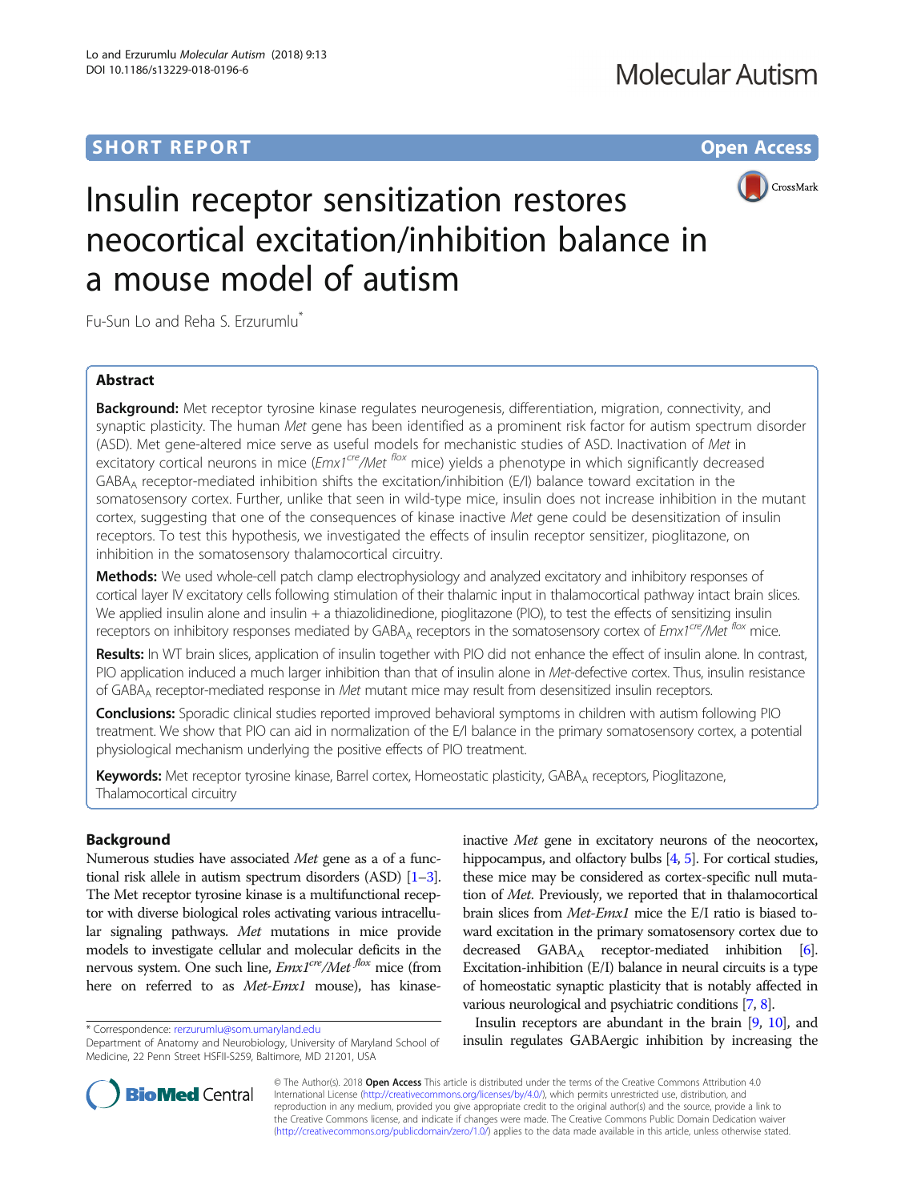SHORT REPORT

Open Access

# Insulin receptor sensitization restores neocortical excitation/inhibition balance in a mouse model of autism

Fu-Sun Lo and Reha S. Erzurumlu*

## Abstract

**Background:** Met receptor tyrosine kinase regulates neurogenesis, differentiation, migration, connectivity, and synaptic plasticity. The human *Met* gene has been identified as a prominent risk factor for autism spectrum disorder (ASD). Met gene-altered mice serve as useful models for mechanistic studies of ASD. Inactivation of *Met* in excitatory cortical neurons in mice ($Emx1^{cre}$/$Met^{flox}$ mice) yields a phenotype in which significantly decreased $GABA_A$ receptor-mediated inhibition shifts the excitation/inhibition (E/I) balance toward excitation in the somatosensory cortex. Further, unlike that seen in wild-type mice, insulin does not increase inhibition in the mutant cortex, suggesting that one of the consequences of kinase inactive *Met* gene could be desensitization of insulin receptors. To test this hypothesis, we investigated the effects of insulin receptor sensitizer, pioglitazone, on inhibition in the somatosensory thalamocortical circuitry.

**Methods:** We used whole-cell patch clamp electrophysiology and analyzed excitatory and inhibitory responses of cortical layer IV excitatory cells following stimulation of their thalamic input in thalamocortical pathway intact brain slices. We applied insulin alone and insulin + a thiazolidinedione, pioglitazone (PIO), to test the effects of sensitizing insulin receptors on inhibitory responses mediated by $GABA_A$ receptors in the somatosensory cortex of $Emx1^{cre}$/$Met^{flox}$ mice.

**Results:** In WT brain slices, application of insulin together with PIO did not enhance the effect of insulin alone. In contrast, PIO application induced a much larger inhibition than that of insulin alone in *Met*-defective cortex. Thus, insulin resistance of $GABA_A$ receptor-mediated response in *Met* mutant mice may result from desensitized insulin receptors.

**Conclusions:** Sporadic clinical studies reported improved behavioral symptoms in children with autism following PIO treatment. We show that PIO can aid in normalization of the E/I balance in the primary somatosensory cortex, a potential physiological mechanism underlying the positive effects of PIO treatment.

**Keywords:** Met receptor tyrosine kinase, Barrel cortex, Homeostatic plasticity, $GABA_A$ receptors, Pioglitazone, Thalamocortical circuitry

## Background

Numerous studies have associated *Met* gene as a of a functional risk allele in autism spectrum disorders (ASD) [1–3]. The Met receptor tyrosine kinase is a multifunctional receptor with diverse biological roles activating various intracellular signaling pathways. *Met* mutations in mice provide models to investigate cellular and molecular deficits in the nervous system. One such line, $Emx1^{cre}$/$Met^{flox}$ mice (from here on referred to as *Met-Emx1* mouse), has kinase-inactive *Met* gene in excitatory neurons of the neocortex, hippocampus, and olfactory bulbs [4, 5]. For cortical studies, these mice may be considered as cortex-specific null mutation of *Met*. Previously, we reported that in thalamocortical brain slices from *Met-Emx1* mice the E/I ratio is biased toward excitation in the primary somatosensory cortex due to decreased $GABA_A$ receptor-mediated inhibition [6]. Excitation-inhibition (E/I) balance in neural circuits is a type of homeostatic synaptic plasticity that is notably affected in various neurological and psychiatric conditions [7, 8].

Insulin receptors are abundant in the brain [9, 10], and insulin regulates GABAergic inhibition by increasing the

* Correspondence: rerzurumlu@som.umaryland.edu
Department of Anatomy and Neurobiology, University of Maryland School of Medicine, 22 Penn Street HSFII-S259, Baltimore, MD 21201, USA

© The Author(s). 2018 **Open Access** This article is distributed under the terms of the Creative Commons Attribution 4.0 International License (http://creativecommons.org/licenses/by/4.0/), which permits unrestricted use, distribution, and reproduction in any medium, provided you give appropriate credit to the original author(s) and the source, provide a link to the Creative Commons license, and indicate if changes were made. The Creative Commons Public Domain Dedication waiver (http://creativecommons.org/publicdomain/zero/1.0/) applies to the data made available in this article, unless otherwise stated.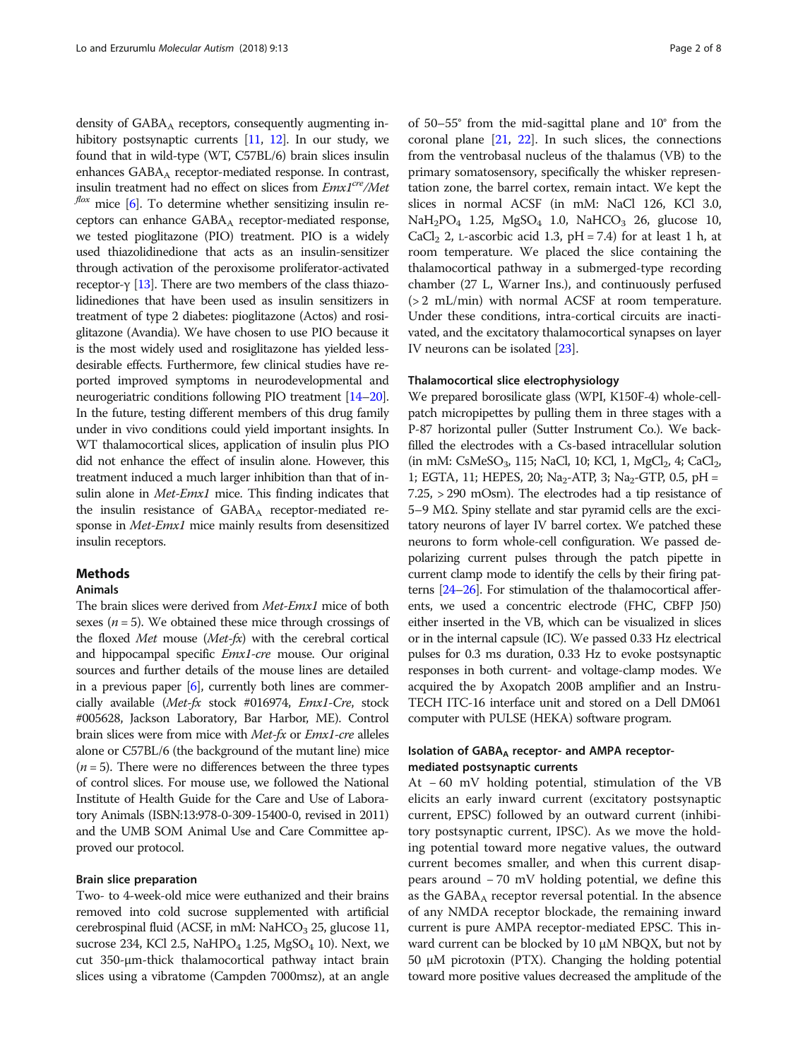density of $GABA_A$ receptors, consequently augmenting inhibitory postsynaptic currents [11, 12]. In our study, we found that in wild-type (WT, C57BL/6) brain slices insulin enhances $GABA_A$ receptor-mediated response. In contrast, insulin treatment had no effect on slices from *Emx1*$^{cre}$/*Met*$^{flox}$ mice [6]. To determine whether sensitizing insulin receptors can enhance $GABA_A$ receptor-mediated response, we tested pioglitazone (PIO) treatment. PIO is a widely used thiazolidinedione that acts as an insulin-sensitizer through activation of the peroxisome proliferator-activated receptor-γ [13]. There are two members of the class thiazolidinediones that have been used as insulin sensitizers in treatment of type 2 diabetes: pioglitazone (Actos) and rosiglitazone (Avandia). We have chosen to use PIO because it is the most widely used and rosiglitazone has yielded less-desirable effects. Furthermore, few clinical studies have reported improved symptoms in neurodevelopmental and neurogeriatric conditions following PIO treatment [14–20]. In the future, testing different members of this drug family under in vivo conditions could yield important insights. In WT thalamocortical slices, application of insulin plus PIO did not enhance the effect of insulin alone. However, this treatment induced a much larger inhibition than that of insulin alone in *Met-Emx1* mice. This finding indicates that the insulin resistance of $GABA_A$ receptor-mediated response in *Met-Emx1* mice mainly results from desensitized insulin receptors.

## Methods

### Animals

The brain slices were derived from *Met-Emx1* mice of both sexes ($n = 5$). We obtained these mice through crossings of the floxed *Met* mouse (*Met-fx*) with the cerebral cortical and hippocampal specific *Emx1-cre* mouse. Our original sources and further details of the mouse lines are detailed in a previous paper [6], currently both lines are commercially available (*Met-fx* stock #016974, *Emx1-Cre*, stock #005628, Jackson Laboratory, Bar Harbor, ME). Control brain slices were from mice with *Met-fx* or *Emx1-cre* alleles alone or C57BL/6 (the background of the mutant line) mice ($n = 5$). There were no differences between the three types of control slices. For mouse use, we followed the National Institute of Health Guide for the Care and Use of Laboratory Animals (ISBN:13:978-0-309-15400-0, revised in 2011) and the UMB SOM Animal Use and Care Committee approved our protocol.

### Brain slice preparation

Two- to 4-week-old mice were euthanized and their brains removed into cold sucrose supplemented with artificial cerebrospinal fluid (ACSF, in mM: $NaHCO_3$ 25, glucose 11, sucrose 234, KCl 2.5, $NaHPO_4$ 1.25, $MgSO_4$ 10). Next, we cut 350-μm-thick thalamocortical pathway intact brain slices using a vibratome (Campden 7000msz), at an angle of 50–55° from the mid-sagittal plane and 10° from the coronal plane [21, 22]. In such slices, the connections from the ventrobasal nucleus of the thalamus (VB) to the primary somatosensory, specifically the whisker representation zone, the barrel cortex, remain intact. We kept the slices in normal ACSF (in mM: NaCl 126, KCl 3.0, $NaH_2PO_4$ 1.25, $MgSO_4$ 1.0, $NaHCO_3$ 26, glucose 10, $CaCl_2$ 2, L-ascorbic acid 1.3, pH = 7.4) for at least 1 h, at room temperature. We placed the slice containing the thalamocortical pathway in a submerged-type recording chamber (27 L, Warner Ins.), and continuously perfused (> 2 mL/min) with normal ACSF at room temperature. Under these conditions, intra-cortical circuits are inactivated, and the excitatory thalamocortical synapses on layer IV neurons can be isolated [23].

### Thalamocortical slice electrophysiology

We prepared borosilicate glass (WPI, K150F-4) whole-cell-patch micropipettes by pulling them in three stages with a P-87 horizontal puller (Sutter Instrument Co.). We back-filled the electrodes with a Cs-based intracellular solution (in mM: $CsMeSO_3$, 115; NaCl, 10; KCl, 1, $MgCl_2$, 4; $CaCl_2$, 1; EGTA, 11; HEPES, 20; $Na_2$-ATP, 3; $Na_2$-GTP, 0.5, pH = 7.25, > 290 mOsm). The electrodes had a tip resistance of 5–9 MΩ. Spiny stellate and star pyramid cells are the excitatory neurons of layer IV barrel cortex. We patched these neurons to form whole-cell configuration. We passed depolarizing current pulses through the patch pipette in current clamp mode to identify the cells by their firing patterns [24–26]. For stimulation of the thalamocortical afferents, we used a concentric electrode (FHC, CBFP J50) either inserted in the VB, which can be visualized in slices or in the internal capsule (IC). We passed 0.33 Hz electrical pulses for 0.3 ms duration, 0.33 Hz to evoke postsynaptic responses in both current- and voltage-clamp modes. We acquired the by Axopatch 200B amplifier and an InstruTECH ITC-16 interface unit and stored on a Dell DM061 computer with PULSE (HEKA) software program.

### Isolation of $GABA_A$ receptor- and AMPA receptor-mediated postsynaptic currents

At − 60 mV holding potential, stimulation of the VB elicits an early inward current (excitatory postsynaptic current, EPSC) followed by an outward current (inhibitory postsynaptic current, IPSC). As we move the holding potential toward more negative values, the outward current becomes smaller, and when this current disappears around − 70 mV holding potential, we define this as the $GABA_A$ receptor reversal potential. In the absence of any NMDA receptor blockade, the remaining inward current is pure AMPA receptor-mediated EPSC. This inward current can be blocked by 10 μM NBQX, but not by 50 μM picrotoxin (PTX). Changing the holding potential toward more positive values decreased the amplitude of the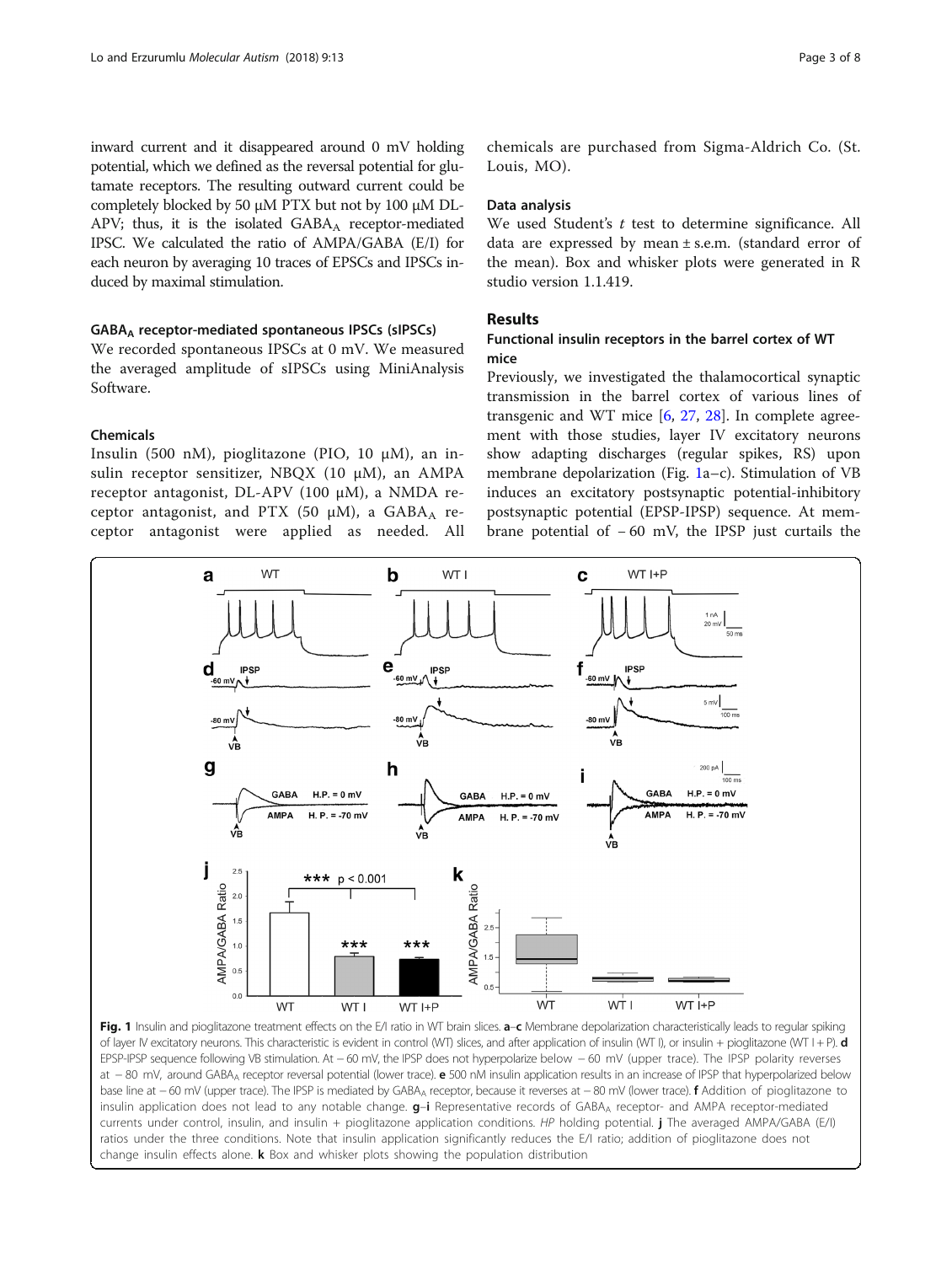inward current and it disappeared around 0 mV holding potential, which we defined as the reversal potential for glutamate receptors. The resulting outward current could be completely blocked by 50 μM PTX but not by 100 μM DL-APV; thus, it is the isolated $GABA_A$ receptor-mediated IPSC. We calculated the ratio of AMPA/GABA (E/I) for each neuron by averaging 10 traces of EPSCs and IPSCs induced by maximal stimulation.

#### $GABA_A$ receptor-mediated spontaneous IPSCs (sIPSCs)

We recorded spontaneous IPSCs at 0 mV. We measured the averaged amplitude of sIPSCs using MiniAnalysis Software.

#### Chemicals

Insulin (500 nM), pioglitazone (PIO, 10 μM), an insulin receptor sensitizer, NBQX (10 μM), an AMPA receptor antagonist, DL-APV (100 μM), a NMDA receptor antagonist, and PTX (50 μM), a $GABA_A$ receptor antagonist were applied as needed. All chemicals are purchased from Sigma-Aldrich Co. (St. Louis, MO).

#### Data analysis

We used Student's *t* test to determine significance. All data are expressed by mean ± s.e.m. (standard error of the mean). Box and whisker plots were generated in R studio version 1.1.419.

## Results

### Functional insulin receptors in the barrel cortex of WT mice

Previously, we investigated the thalamocortical synaptic transmission in the barrel cortex of various lines of transgenic and WT mice [6, 27, 28]. In complete agreement with those studies, layer IV excitatory neurons show adapting discharges (regular spikes, RS) upon membrane depolarization (Fig. 1a–c). Stimulation of VB induces an excitatory postsynaptic potential-inhibitory postsynaptic potential (EPSP-IPSP) sequence. At membrane potential of − 60 mV, the IPSP just curtails the

**Fig. 1** Insulin and pioglitazone treatment effects on the E/I ratio in WT brain slices. **a**–**c** Membrane depolarization characteristically leads to regular spiking of layer IV excitatory neurons. This characteristic is evident in control (WT) slices, and after application of insulin (WT I), or insulin + pioglitazone (WT I + P). **d** EPSP-IPSP sequence following VB stimulation. At − 60 mV, the IPSP does not hyperpolarize below − 60 mV (upper trace). The IPSP polarity reverses at − 80 mV, around $GABA_A$ receptor reversal potential (lower trace). **e** 500 nM insulin application results in an increase of IPSP that hyperpolarized below base line at − 60 mV (upper trace). The IPSP is mediated by $GABA_A$ receptor, because it reverses at − 80 mV (lower trace). **f** Addition of pioglitazone to insulin application does not lead to any notable change. **g**–**i** Representative records of $GABA_A$ receptor- and AMPA receptor-mediated currents under control, insulin, and insulin + pioglitazone application conditions. *HP* holding potential. **j** The averaged AMPA/GABA (E/I) ratios under the three conditions. Note that insulin application significantly reduces the E/I ratio; addition of pioglitazone does not change insulin effects alone. **k** Box and whisker plots showing the population distribution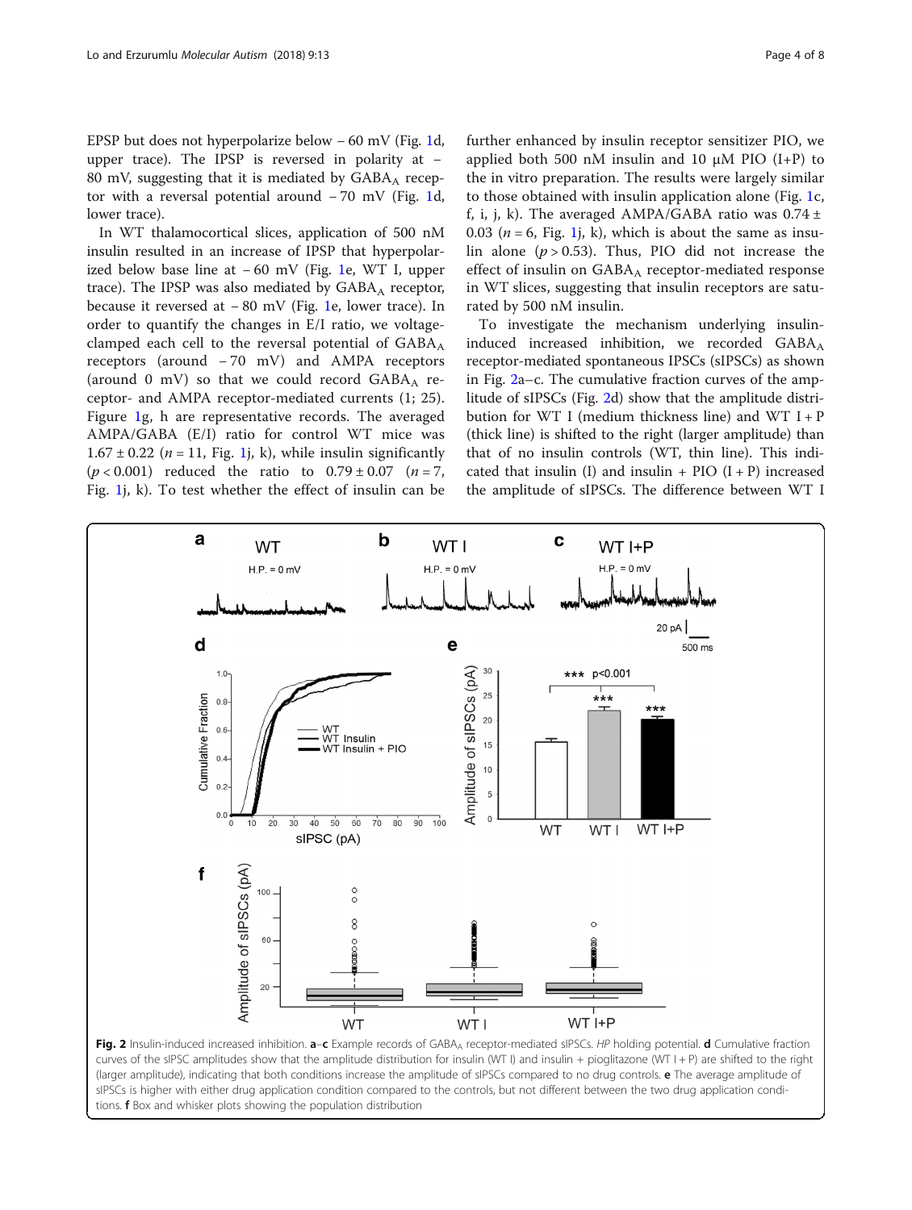EPSP but does not hyperpolarize below − 60 mV (Fig. 1d, upper trace). The IPSP is reversed in polarity at − 80 mV, suggesting that it is mediated by $GABA_A$ receptor with a reversal potential around − 70 mV (Fig. 1d, lower trace).

In WT thalamocortical slices, application of 500 nM insulin resulted in an increase of IPSP that hyperpolarized below base line at − 60 mV (Fig. 1e, WT I, upper trace). The IPSP was also mediated by $GABA_A$ receptor, because it reversed at − 80 mV (Fig. 1e, lower trace). In order to quantify the changes in E/I ratio, we voltage-clamped each cell to the reversal potential of $GABA_A$ receptors (around − 70 mV) and AMPA receptors (around 0 mV) so that we could record $GABA_A$ receptor- and AMPA receptor-mediated currents (1; 25). Figure 1g, h are representative records. The averaged AMPA/GABA (E/I) ratio for control WT mice was 1.67 ± 0.22 ($n = 11$, Fig. 1j, k), while insulin significantly ($p < 0.001$) reduced the ratio to 0.79 ± 0.07 ($n = 7$, Fig. 1j, k). To test whether the effect of insulin can be further enhanced by insulin receptor sensitizer PIO, we applied both 500 nM insulin and 10 μM PIO (I+P) to the in vitro preparation. The results were largely similar to those obtained with insulin application alone (Fig. 1c, f, i, j, k). The averaged AMPA/GABA ratio was 0.74 ± 0.03 ($n = 6$, Fig. 1j, k), which is about the same as insulin alone ($p > 0.53$). Thus, PIO did not increase the effect of insulin on $GABA_A$ receptor-mediated response in WT slices, suggesting that insulin receptors are saturated by 500 nM insulin.

To investigate the mechanism underlying insulin-induced increased inhibition, we recorded $GABA_A$ receptor-mediated spontaneous IPSCs (sIPSCs) as shown in Fig. 2a–c. The cumulative fraction curves of the amplitude of sIPSCs (Fig. 2d) show that the amplitude distribution for WT I (medium thickness line) and WT I + P (thick line) is shifted to the right (larger amplitude) than that of no insulin controls (WT, thin line). This indicated that insulin (I) and insulin + PIO (I + P) increased the amplitude of sIPSCs. The difference between WT I

**Fig. 2** Insulin-induced increased inhibition. **a**–**c** Example records of $GABA_A$ receptor-mediated sIPSCs. *HP* holding potential. **d** Cumulative fraction curves of the sIPSC amplitudes show that the amplitude distribution for insulin (WT I) and insulin + pioglitazone (WT I + P) are shifted to the right (larger amplitude), indicating that both conditions increase the amplitude of sIPSCs compared to no drug controls. **e** The average amplitude of sIPSCs is higher with either drug application condition compared to the controls, but not different between the two drug application conditions. **f** Box and whisker plots showing the population distribution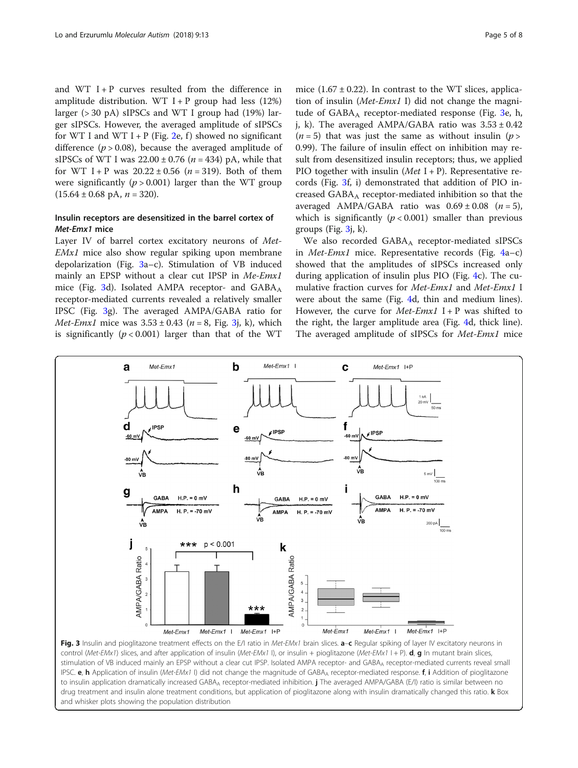and WT I + P curves resulted from the difference in amplitude distribution. WT I + P group had less (12%) larger (> 30 pA) sIPSCs and WT I group had (19%) larger sIPSCs. However, the averaged amplitude of sIPSCs for WT I and WT I + P (Fig. 2e, f) showed no significant difference ($p > 0.08$), because the averaged amplitude of sIPSCs of WT I was 22.00 ± 0.76 ($n = 434$) pA, while that for WT I + P was 20.22 ± 0.56 ($n = 319$). Both of them were significantly ($p > 0.001$) larger than the WT group (15.64 ± 0.68 pA, $n = 320$).

### Insulin receptors are desensitized in the barrel cortex of *Met-Emx1* mice

Layer IV of barrel cortex excitatory neurons of *Met-EMx1* mice also show regular spiking upon membrane depolarization (Fig. 3a–c). Stimulation of VB induced mainly an EPSP without a clear cut IPSP in *Me-Emx1* mice (Fig. 3d). Isolated AMPA receptor- and $GABA_A$ receptor-mediated currents revealed a relatively smaller IPSC (Fig. 3g). The averaged AMPA/GABA ratio for *Met-Emx1* mice was 3.53 ± 0.43 ($n = 8$, Fig. 3j, k), which is significantly ($p < 0.001$) larger than that of the WT mice (1.67 ± 0.22). In contrast to the WT slices, application of insulin (*Met-Emx1* I) did not change the magnitude of $GABA_A$ receptor-mediated response (Fig. 3e, h, j, k). The averaged AMPA/GABA ratio was 3.53 ± 0.42 ($n = 5$) that was just the same as without insulin ($p > 0.99$). The failure of insulin effect on inhibition may result from desensitized insulin receptors; thus, we applied PIO together with insulin (*Met* I + P). Representative records (Fig. 3f, i) demonstrated that addition of PIO increased $GABA_A$ receptor-mediated inhibition so that the averaged AMPA/GABA ratio was 0.69 ± 0.08 ($n = 5$), which is significantly ($p < 0.001$) smaller than previous groups (Fig. 3j, k).

We also recorded $GABA_A$ receptor-mediated sIPSCs in *Met-Emx1* mice. Representative records (Fig. 4a–c) showed that the amplitudes of sIPSCs increased only during application of insulin plus PIO (Fig. 4c). The cumulative fraction curves for *Met-Emx1* and *Met-Emx1* I were about the same (Fig. 4d, thin and medium lines). However, the curve for *Met-Emx1* I + P was shifted to the right, the larger amplitude area (Fig. 4d, thick line). The averaged amplitude of sIPSCs for *Met-Emx1* mice

**Fig. 3** Insulin and pioglitazone treatment effects on the E/I ratio in *Met-EMx1* brain slices. **a**–**c** Regular spiking of layer IV excitatory neurons in control (*Met-EMx1*) slices, and after application of insulin (*Met-EMx1* I), or insulin + pioglitazone (*Met-EMx1* I + P). **d**, **g** In mutant brain slices, stimulation of VB induced mainly an EPSP without a clear cut IPSP. Isolated AMPA receptor- and $GABA_A$ receptor-mediated currents reveal small IPSC. **e**, **h** Application of insulin (*Met-EMx1* I) did not change the magnitude of $GABA_A$ receptor-mediated response. **f**, **i** Addition of pioglitazone to insulin application dramatically increased $GABA_A$ receptor-mediated inhibition. **j** The averaged AMPA/GABA (E/I) ratio is similar between no drug treatment and insulin alone treatment conditions, but application of pioglitazone along with insulin dramatically changed this ratio. **k** Box and whisker plots showing the population distribution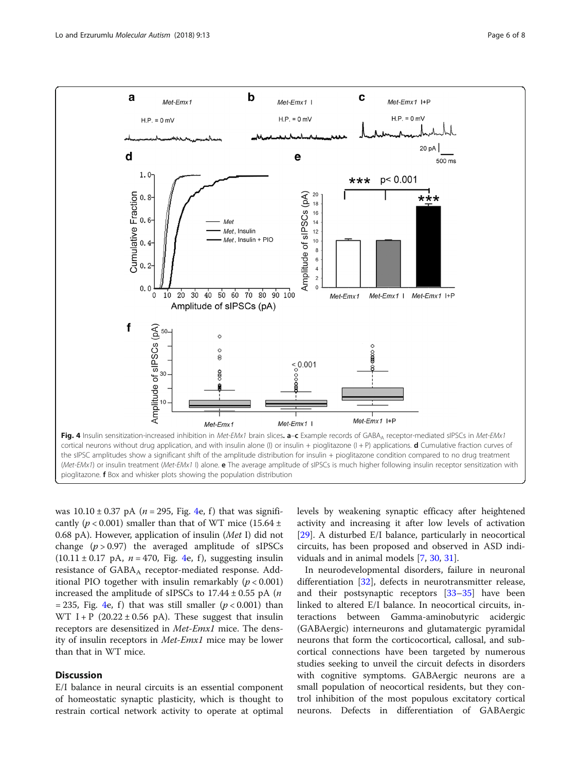**Fig. 4** Insulin sensitization-increased inhibition in *Met-EMx1* brain slices. **a**–**c** Example records of $GABA_A$ receptor-mediated sIPSCs in *Met-EMx1* cortical neurons without drug application, and with insulin alone (I) or insulin + pioglitazone (I + P) applications. **d** Cumulative fraction curves of the sIPSC amplitudes show a significant shift of the amplitude distribution for insulin + pioglitazone condition compared to no drug treatment (*Met-EMx1*) or insulin treatment (*Met-EMx1* I) alone. **e** The average amplitude of sIPSCs is much higher following insulin receptor sensitization with pioglitazone. **f** Box and whisker plots showing the population distribution

was 10.10 ± 0.37 pA ($n = 295$, Fig. 4e, f) that was significantly ($p < 0.001$) smaller than that of WT mice (15.64 ± 0.68 pA). However, application of insulin (*Met* I) did not change ($p > 0.97$) the averaged amplitude of sIPSCs (10.11 ± 0.17 pA, $n = 470$, Fig. 4e, f), suggesting insulin resistance of $GABA_A$ receptor-mediated response. Additional PIO together with insulin remarkably ($p < 0.001$) increased the amplitude of sIPSCs to 17.44 ± 0.55 pA ($n = 235$, Fig. 4e, f) that was still smaller ($p < 0.001$) than WT I + P (20.22 ± 0.56 pA). These suggest that insulin receptors are desensitized in *Met-Emx1* mice. The density of insulin receptors in *Met-Emx1* mice may be lower than that in WT mice.

## Discussion

E/I balance in neural circuits is an essential component of homeostatic synaptic plasticity, which is thought to restrain cortical network activity to operate at optimal levels by weakening synaptic efficacy after heightened activity and increasing it after low levels of activation [29]. A disturbed E/I balance, particularly in neocortical circuits, has been proposed and observed in ASD individuals and in animal models [7, 30, 31].

In neurodevelopmental disorders, failure in neuronal differentiation [32], defects in neurotransmitter release, and their postsynaptic receptors [33–35] have been linked to altered E/I balance. In neocortical circuits, interactions between Gamma-aminobutyric acidergic (GABAergic) interneurons and glutamatergic pyramidal neurons that form the corticocortical, callosal, and subcortical connections have been targeted by numerous studies seeking to unveil the circuit defects in disorders with cognitive symptoms. GABAergic neurons are a small population of neocortical residents, but they control inhibition of the most populous excitatory cortical neurons. Defects in differentiation of GABAergic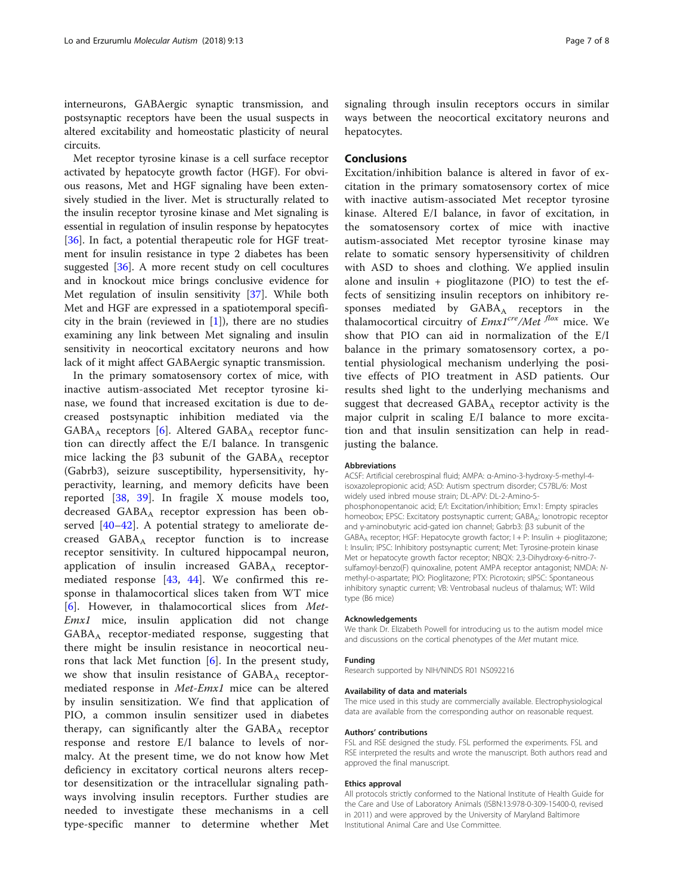interneurons, GABAergic synaptic transmission, and postsynaptic receptors have been the usual suspects in altered excitability and homeostatic plasticity of neural circuits.

Met receptor tyrosine kinase is a cell surface receptor activated by hepatocyte growth factor (HGF). For obvious reasons, Met and HGF signaling have been extensively studied in the liver. Met is structurally related to the insulin receptor tyrosine kinase and Met signaling is essential in regulation of insulin response by hepatocytes [36]. In fact, a potential therapeutic role for HGF treatment for insulin resistance in type 2 diabetes has been suggested [36]. A more recent study on cell cocultures and in knockout mice brings conclusive evidence for Met regulation of insulin sensitivity [37]. While both Met and HGF are expressed in a spatiotemporal specificity in the brain (reviewed in [1]), there are no studies examining any link between Met signaling and insulin sensitivity in neocortical excitatory neurons and how lack of it might affect GABAergic synaptic transmission.

In the primary somatosensory cortex of mice, with inactive autism-associated Met receptor tyrosine kinase, we found that increased excitation is due to decreased postsynaptic inhibition mediated via the $GABA_A$ receptors [6]. Altered $GABA_A$ receptor function can directly affect the E/I balance. In transgenic mice lacking the β3 subunit of the $GABA_A$ receptor (Gabrb3), seizure susceptibility, hypersensitivity, hyperactivity, learning, and memory deficits have been reported [38, 39]. In fragile X mouse models too, decreased $GABA_A$ receptor expression has been observed [40–42]. A potential strategy to ameliorate decreased $GABA_A$ receptor function is to increase receptor sensitivity. In cultured hippocampal neuron, application of insulin increased $GABA_A$ receptor-mediated response [43, 44]. We confirmed this response in thalamocortical slices taken from WT mice [6]. However, in thalamocortical slices from *Met-Emx1* mice, insulin application did not change $GABA_A$ receptor-mediated response, suggesting that there might be insulin resistance in neocortical neurons that lack Met function [6]. In the present study, we show that insulin resistance of $GABA_A$ receptor-mediated response in *Met-Emx1* mice can be altered by insulin sensitization. We find that application of PIO, a common insulin sensitizer used in diabetes therapy, can significantly alter the $GABA_A$ receptor response and restore E/I balance to levels of normalcy. At the present time, we do not know how Met deficiency in excitatory cortical neurons alters receptor desensitization or the intracellular signaling pathways involving insulin receptors. Further studies are needed to investigate these mechanisms in a cell type-specific manner to determine whether Met signaling through insulin receptors occurs in similar ways between the neocortical excitatory neurons and hepatocytes.

## Conclusions

Excitation/inhibition balance is altered in favor of excitation in the primary somatosensory cortex of mice with inactive autism-associated Met receptor tyrosine kinase. Altered E/I balance, in favor of excitation, in the somatosensory cortex of mice with inactive autism-associated Met receptor tyrosine kinase may relate to somatic sensory hypersensitivity of children with ASD to shoes and clothing. We applied insulin alone and insulin + pioglitazone (PIO) to test the effects of sensitizing insulin receptors on inhibitory responses mediated by $GABA_A$ receptors in the thalamocortical circuitry of $Emx1^{cre}/Met^{flox}$ mice. We show that PIO can aid in normalization of the E/I balance in the primary somatosensory cortex, a potential physiological mechanism underlying the positive effects of PIO treatment in ASD patients. Our results shed light to the underlying mechanisms and suggest that decreased $GABA_A$ receptor activity is the major culprit in scaling E/I balance to more excitation and that insulin sensitization can help in readjusting the balance.

### Abbreviations

ACSF: Artificial cerebrospinal fluid; AMPA: α-Amino-3-hydroxy-5-methyl-4-isoxazolepropionic acid; ASD: Autism spectrum disorder; C57BL/6: Most widely used inbred mouse strain; DL-APV: DL-2-Amino-5-phosphonopentanoic acid; E/I: Excitation/inhibition; Emx1: Empty spiracles homeobox; EPSC: Excitatory postsynaptic current; $GABA_A$: Ionotropic receptor and γ-aminobutyric acid-gated ion channel; Gabrb3: β3 subunit of the $GABA_A$ receptor; HGF: Hepatocyte growth factor; I + P: Insulin + pioglitazone; I: Insulin; IPSC: Inhibitory postsynaptic current; Met: Tyrosine-protein kinase Met or hepatocyte growth factor receptor; NBQX: 2,3-Dihydroxy-6-nitro-7-sulfamoyl-benzo(F) quinoxaline, potent AMPA receptor antagonist; NMDA: N-methyl-D-aspartate; PIO: Pioglitazone; PTX: Picrotoxin; sIPSC: Spontaneous inhibitory synaptic current; VB: Ventrobasal nucleus of thalamus; WT: Wild type (B6 mice)

### Acknowledgements

We thank Dr. Elizabeth Powell for introducing us to the autism model mice and discussions on the cortical phenotypes of the *Met* mutant mice.

### Funding

Research supported by NIH/NINDS R01 NS092216

### Availability of data and materials

The mice used in this study are commercially available. Electrophysiological data are available from the corresponding author on reasonable request.

### Authors' contributions

FSL and RSE designed the study. FSL performed the experiments. FSL and RSE interpreted the results and wrote the manuscript. Both authors read and approved the final manuscript.

### Ethics approval

All protocols strictly conformed to the National Institute of Health Guide for the Care and Use of Laboratory Animals (ISBN:13:978-0-309-15400-0, revised in 2011) and were approved by the University of Maryland Baltimore Institutional Animal Care and Use Committee.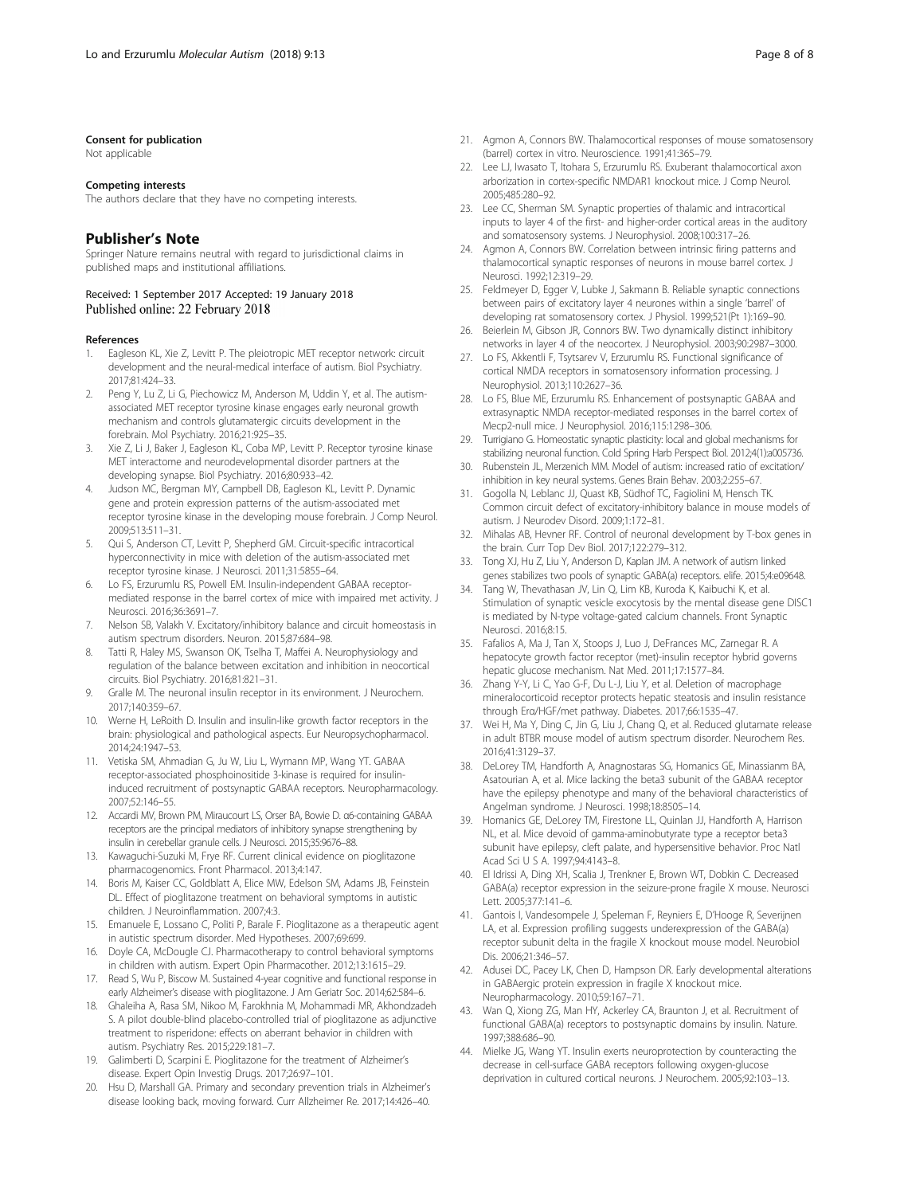### Consent for publication

Not applicable

### Competing interests

The authors declare that they have no competing interests.

## Publisher's Note

Springer Nature remains neutral with regard to jurisdictional claims in published maps and institutional affiliations.

Received: 1 September 2017 Accepted: 19 January 2018
Published online: 22 February 2018

### References

1. Eagleson KL, Xie Z, Levitt P. The pleiotropic MET receptor network: circuit development and the neural-medical interface of autism. Biol Psychiatry. 2017;81:424–33.
2. Peng Y, Lu Z, Li G, Piechowicz M, Anderson M, Uddin Y, et al. The autism-associated MET receptor tyrosine kinase engages early neuronal growth mechanism and controls glutamatergic circuits development in the forebrain. Mol Psychiatry. 2016;21:925–35.
3. Xie Z, Li J, Baker J, Eagleson KL, Coba MP, Levitt P. Receptor tyrosine kinase MET interactome and neurodevelopmental disorder partners at the developing synapse. Biol Psychiatry. 2016;80:933–42.
4. Judson MC, Bergman MY, Campbell DB, Eagleson KL, Levitt P. Dynamic gene and protein expression patterns of the autism-associated met receptor tyrosine kinase in the developing mouse forebrain. J Comp Neurol. 2009;513:511–31.
5. Qui S, Anderson CT, Levitt P, Shepherd GM. Circuit-specific intracortical hyperconnectivity in mice with deletion of the autism-associated met receptor tyrosine kinase. J Neurosci. 2011;31:5855–64.
6. Lo FS, Erzurumlu RS, Powell EM. Insulin-independent GABAA receptor-mediated response in the barrel cortex of mice with impaired met activity. J Neurosci. 2016;36:3691–7.
7. Nelson SB, Valakh V. Excitatory/inhibitory balance and circuit homeostasis in autism spectrum disorders. Neuron. 2015;87:684–98.
8. Tatti R, Haley MS, Swanson OK, Tselha T, Maffei A. Neurophysiology and regulation of the balance between excitation and inhibition in neocortical circuits. Biol Psychiatry. 2016;81:821–31.
9. Gralle M. The neuronal insulin receptor in its environment. J Neurochem. 2017;140:359–67.
10. Werne H, LeRoith D. Insulin and insulin-like growth factor receptors in the brain: physiological and pathological aspects. Eur Neuropsychopharmacol. 2014;24:1947–53.
11. Vetiska SM, Ahmadian G, Ju W, Liu L, Wymann MP, Wang YT. GABAA receptor-associated phosphoinositide 3-kinase is required for insulin-induced recruitment of postsynaptic GABAA receptors. Neuropharmacology. 2007;52:146–55.
12. Accardi MV, Brown PM, Miraucourt LS, Orser BA, Bowie D. α6-containing GABAA receptors are the principal mediators of inhibitory synapse strengthening by insulin in cerebellar granule cells. J Neurosci. 2015;35:9676–88.
13. Kawaguchi-Suzuki M, Frye RF. Current clinical evidence on pioglitazone pharmacogenomics. Front Pharmacol. 2013;4:147.
14. Boris M, Kaiser CC, Goldblatt A, Elice MW, Edelson SM, Adams JB, Feinstein DL. Effect of pioglitazone treatment on behavioral symptoms in autistic children. J Neuroinflammation. 2007;4:3.
15. Emanuele E, Lossano C, Politi P, Barale F. Pioglitazone as a therapeutic agent in autistic spectrum disorder. Med Hypotheses. 2007;69:699.
16. Doyle CA, McDougle CJ. Pharmacotherapy to control behavioral symptoms in children with autism. Expert Opin Pharmacother. 2012;13:1615–29.
17. Read S, Wu P, Biscow M. Sustained 4-year cognitive and functional response in early Alzheimer's disease with pioglitazone. J Am Geriatr Soc. 2014;62:584–6.
18. Ghaleiha A, Rasa SM, Nikoo M, Farokhnia M, Mohammadi MR, Akhondzadeh S. A pilot double-blind placebo-controlled trial of pioglitazone as adjunctive treatment to risperidone: effects on aberrant behavior in children with autism. Psychiatry Res. 2015;229:181–7.
19. Galimberti D, Scarpini E. Pioglitazone for the treatment of Alzheimer's disease. Expert Opin Investig Drugs. 2017;26:97–101.
20. Hsu D, Marshall GA. Primary and secondary prevention trials in Alzheimer's disease looking back, moving forward. Curr Allzheimer Re. 2017;14:426–40.
21. Agmon A, Connors BW. Thalamocortical responses of mouse somatosensory (barrel) cortex in vitro. Neuroscience. 1991;41:365–79.
22. Lee LJ, Iwasato T, Itohara S, Erzurumlu RS. Exuberant thalamocortical axon arborization in cortex-specific NMDAR1 knockout mice. J Comp Neurol. 2005;485:280–92.
23. Lee CC, Sherman SM. Synaptic properties of thalamic and intracortical inputs to layer 4 of the first- and higher-order cortical areas in the auditory and somatosensory systems. J Neurophysiol. 2008;100:317–26.
24. Agmon A, Connors BW. Correlation between intrinsic firing patterns and thalamocortical synaptic responses of neurons in mouse barrel cortex. J Neurosci. 1992;12:319–29.
25. Feldmeyer D, Egger V, Lubke J, Sakmann B. Reliable synaptic connections between pairs of excitatory layer 4 neurones within a single 'barrel' of developing rat somatosensory cortex. J Physiol. 1999;521(Pt 1):169–90.
26. Beierlein M, Gibson JR, Connors BW. Two dynamically distinct inhibitory networks in layer 4 of the neocortex. J Neurophysiol. 2003;90:2987–3000.
27. Lo FS, Akkentli F, Tsytsarev V, Erzurumlu RS. Functional significance of cortical NMDA receptors in somatosensory information processing. J Neurophysiol. 2013;110:2627–36.
28. Lo FS, Blue ME, Erzurumlu RS. Enhancement of postsynaptic GABAA and extrasynaptic NMDA receptor-mediated responses in the barrel cortex of Mecp2-null mice. J Neurophysiol. 2016;115:1298–306.
29. Turrigiano G. Homeostatic synaptic plasticity: local and global mechanisms for stabilizing neuronal function. Cold Spring Harb Perspect Biol. 2012;4(1):a005736.
30. Rubenstein JL, Merzenich MM. Model of autism: increased ratio of excitation/inhibition in key neural systems. Genes Brain Behav. 2003;2:255–67.
31. Gogolla N, Leblanc JJ, Quast KB, Südhof TC, Fagiolini M, Hensch TK. Common circuit defect of excitatory-inhibitory balance in mouse models of autism. J Neurodev Disord. 2009;1:172–81.
32. Mihalas AB, Hevner RF. Control of neuronal development by T-box genes in the brain. Curr Top Dev Biol. 2017;122:279–312.
33. Tong XJ, Hu Z, Liu Y, Anderson D, Kaplan JM. A network of autism linked genes stabilizes two pools of synaptic GABA(a) receptors. elife. 2015;4:e09648.
34. Tang W, Thevathasan JV, Lin Q, Lim KB, Kuroda K, Kaibuchi K, et al. Stimulation of synaptic vesicle exocytosis by the mental disease gene DISC1 is mediated by N-type voltage-gated calcium channels. Front Synaptic Neurosci. 2016;8:15.
35. Fafalios A, Ma J, Tan X, Stoops J, Luo J, DeFrances MC, Zarnegar R. A hepatocyte growth factor receptor (met)-insulin receptor hybrid governs hepatic glucose mechanism. Nat Med. 2011;17:1577–84.
36. Zhang Y-Y, Li C, Yao G-F, Du L-J, Liu Y, et al. Deletion of macrophage mineralocorticoid receptor protects hepatic steatosis and insulin resistance through Erα/HGF/met pathway. Diabetes. 2017;66:1535–47.
37. Wei H, Ma Y, Ding C, Jin G, Liu J, Chang Q, et al. Reduced glutamate release in adult BTBR mouse model of autism spectrum disorder. Neurochem Res. 2016;41:3129–37.
38. DeLorey TM, Handforth A, Anagnostaras SG, Homanics GE, Minassianm BA, Asatourian A, et al. Mice lacking the beta3 subunit of the GABAA receptor have the epilepsy phenotype and many of the behavioral characteristics of Angelman syndrome. J Neurosci. 1998;18:8505–14.
39. Homanics GE, DeLorey TM, Firestone LL, Quinlan JJ, Handforth A, Harrison NL, et al. Mice devoid of gamma-aminobutyrate type a receptor beta3 subunit have epilepsy, cleft palate, and hypersensitive behavior. Proc Natl Acad Sci U S A. 1997;94:4143–8.
40. El Idrissi A, Ding XH, Scalia J, Trenkner E, Brown WT, Dobkin C. Decreased GABA(a) receptor expression in the seizure-prone fragile X mouse. Neurosci Lett. 2005;377:141–6.
41. Gantois I, Vandesompele J, Speleman F, Reyniers E, D'Hooge R, Severijnen LA, et al. Expression profiling suggests underexpression of the GABA(a) receptor subunit delta in the fragile X knockout mouse model. Neurobiol Dis. 2006;21:346–57.
42. Adusei DC, Pacey LK, Chen D, Hampson DR. Early developmental alterations in GABAergic protein expression in fragile X knockout mice. Neuropharmacology. 2010;59:167–71.
43. Wan Q, Xiong ZG, Man HY, Ackerley CA, Braunton J, et al. Recruitment of functional GABA(a) receptors to postsynaptic domains by insulin. Nature. 1997;388:686–90.
44. Mielke JG, Wang YT. Insulin exerts neuroprotection by counteracting the decrease in cell-surface GABA receptors following oxygen-glucose deprivation in cultured cortical neurons. J Neurochem. 2005;92:103–13.